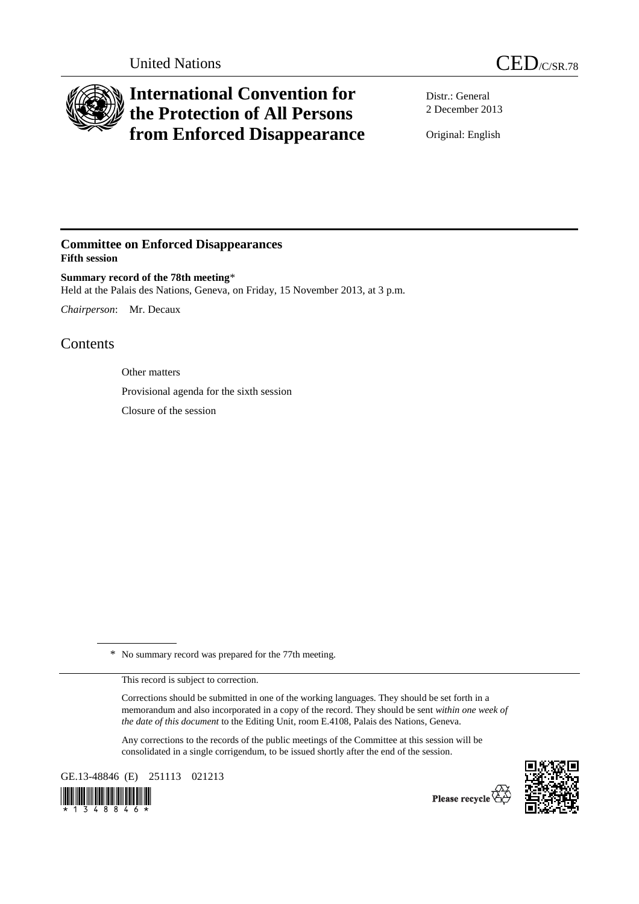United Nations CED/C/SR.78

# International Convention for the Protection of All Persons from Enforced Disappearance

Distr.: General
2 December 2013

Original: English

## Committee on Enforced Disappearances
**Fifth session**

**Summary record of the 78th meeting***
Held at the Palais des Nations, Geneva, on Friday, 15 November 2013, at 3 p.m.

*Chairperson*: Mr. Decaux

## Contents

Other matters

Provisional agenda for the sixth session

Closure of the session

* No summary record was prepared for the 77th meeting.

This record is subject to correction.

Corrections should be submitted in one of the working languages. They should be set forth in a memorandum and also incorporated in a copy of the record. They should be sent *within one week of the date of this document* to the Editing Unit, room E.4108, Palais des Nations, Geneva.

Any corrections to the records of the public meetings of the Committee at this session will be consolidated in a single corrigendum, to be issued shortly after the end of the session.

GE.13-48846 (E) 251113 021213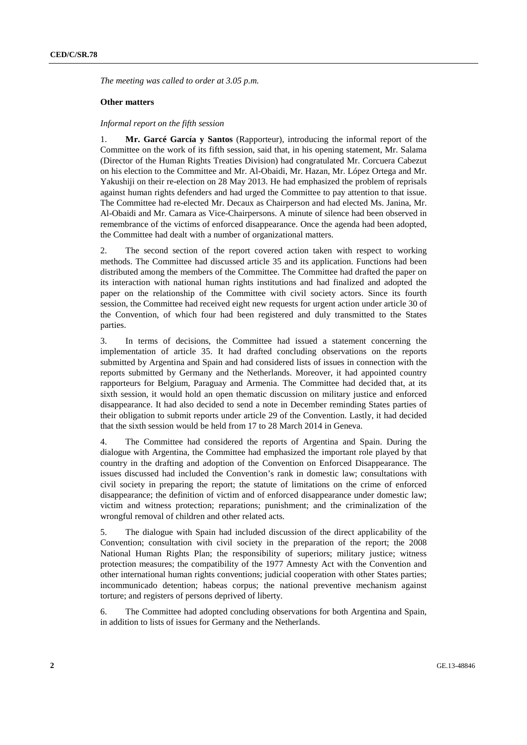*The meeting was called to order at 3.05 p.m.*

**Other matters**

*Informal report on the fifth session*

1. **Mr. Garcé García y Santos** (Rapporteur), introducing the informal report of the Committee on the work of its fifth session, said that, in his opening statement, Mr. Salama (Director of the Human Rights Treaties Division) had congratulated Mr. Corcuera Cabezut on his election to the Committee and Mr. Al-Obaidi, Mr. Hazan, Mr. López Ortega and Mr. Yakushiji on their re-election on 28 May 2013. He had emphasized the problem of reprisals against human rights defenders and had urged the Committee to pay attention to that issue. The Committee had re-elected Mr. Decaux as Chairperson and had elected Ms. Janina, Mr. Al-Obaidi and Mr. Camara as Vice-Chairpersons. A minute of silence had been observed in remembrance of the victims of enforced disappearance. Once the agenda had been adopted, the Committee had dealt with a number of organizational matters.

2. The second section of the report covered action taken with respect to working methods. The Committee had discussed article 35 and its application. Functions had been distributed among the members of the Committee. The Committee had drafted the paper on its interaction with national human rights institutions and had finalized and adopted the paper on the relationship of the Committee with civil society actors. Since its fourth session, the Committee had received eight new requests for urgent action under article 30 of the Convention, of which four had been registered and duly transmitted to the States parties.

3. In terms of decisions, the Committee had issued a statement concerning the implementation of article 35. It had drafted concluding observations on the reports submitted by Argentina and Spain and had considered lists of issues in connection with the reports submitted by Germany and the Netherlands. Moreover, it had appointed country rapporteurs for Belgium, Paraguay and Armenia. The Committee had decided that, at its sixth session, it would hold an open thematic discussion on military justice and enforced disappearance. It had also decided to send a note in December reminding States parties of their obligation to submit reports under article 29 of the Convention. Lastly, it had decided that the sixth session would be held from 17 to 28 March 2014 in Geneva.

4. The Committee had considered the reports of Argentina and Spain. During the dialogue with Argentina, the Committee had emphasized the important role played by that country in the drafting and adoption of the Convention on Enforced Disappearance. The issues discussed had included the Convention's rank in domestic law; consultations with civil society in preparing the report; the statute of limitations on the crime of enforced disappearance; the definition of victim and of enforced disappearance under domestic law; victim and witness protection; reparations; punishment; and the criminalization of the wrongful removal of children and other related acts.

5. The dialogue with Spain had included discussion of the direct applicability of the Convention; consultation with civil society in the preparation of the report; the 2008 National Human Rights Plan; the responsibility of superiors; military justice; witness protection measures; the compatibility of the 1977 Amnesty Act with the Convention and other international human rights conventions; judicial cooperation with other States parties; incommunicado detention; habeas corpus; the national preventive mechanism against torture; and registers of persons deprived of liberty.

6. The Committee had adopted concluding observations for both Argentina and Spain, in addition to lists of issues for Germany and the Netherlands.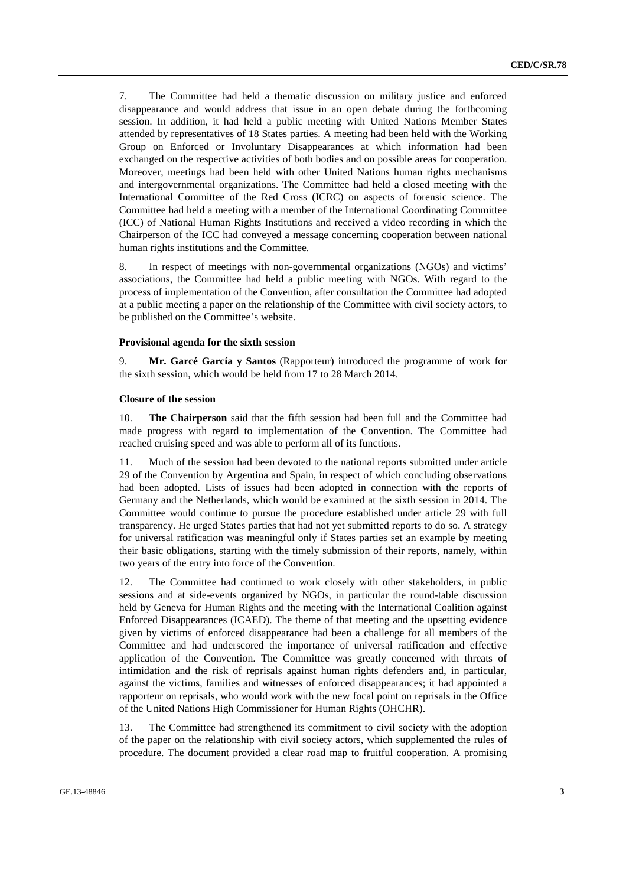7. The Committee had held a thematic discussion on military justice and enforced disappearance and would address that issue in an open debate during the forthcoming session. In addition, it had held a public meeting with United Nations Member States attended by representatives of 18 States parties. A meeting had been held with the Working Group on Enforced or Involuntary Disappearances at which information had been exchanged on the respective activities of both bodies and on possible areas for cooperation. Moreover, meetings had been held with other United Nations human rights mechanisms and intergovernmental organizations. The Committee had held a closed meeting with the International Committee of the Red Cross (ICRC) on aspects of forensic science. The Committee had held a meeting with a member of the International Coordinating Committee (ICC) of National Human Rights Institutions and received a video recording in which the Chairperson of the ICC had conveyed a message concerning cooperation between national human rights institutions and the Committee.

8. In respect of meetings with non-governmental organizations (NGOs) and victims' associations, the Committee had held a public meeting with NGOs. With regard to the process of implementation of the Convention, after consultation the Committee had adopted at a public meeting a paper on the relationship of the Committee with civil society actors, to be published on the Committee's website.

### Provisional agenda for the sixth session

9. **Mr. Garcé García y Santos** (Rapporteur) introduced the programme of work for the sixth session, which would be held from 17 to 28 March 2014.

### Closure of the session

10. **The Chairperson** said that the fifth session had been full and the Committee had made progress with regard to implementation of the Convention. The Committee had reached cruising speed and was able to perform all of its functions.

11. Much of the session had been devoted to the national reports submitted under article 29 of the Convention by Argentina and Spain, in respect of which concluding observations had been adopted. Lists of issues had been adopted in connection with the reports of Germany and the Netherlands, which would be examined at the sixth session in 2014. The Committee would continue to pursue the procedure established under article 29 with full transparency. He urged States parties that had not yet submitted reports to do so. A strategy for universal ratification was meaningful only if States parties set an example by meeting their basic obligations, starting with the timely submission of their reports, namely, within two years of the entry into force of the Convention.

12. The Committee had continued to work closely with other stakeholders, in public sessions and at side-events organized by NGOs, in particular the round-table discussion held by Geneva for Human Rights and the meeting with the International Coalition against Enforced Disappearances (ICAED). The theme of that meeting and the upsetting evidence given by victims of enforced disappearance had been a challenge for all members of the Committee and had underscored the importance of universal ratification and effective application of the Convention. The Committee was greatly concerned with threats of intimidation and the risk of reprisals against human rights defenders and, in particular, against the victims, families and witnesses of enforced disappearances; it had appointed a rapporteur on reprisals, who would work with the new focal point on reprisals in the Office of the United Nations High Commissioner for Human Rights (OHCHR).

13. The Committee had strengthened its commitment to civil society with the adoption of the paper on the relationship with civil society actors, which supplemented the rules of procedure. The document provided a clear road map to fruitful cooperation. A promising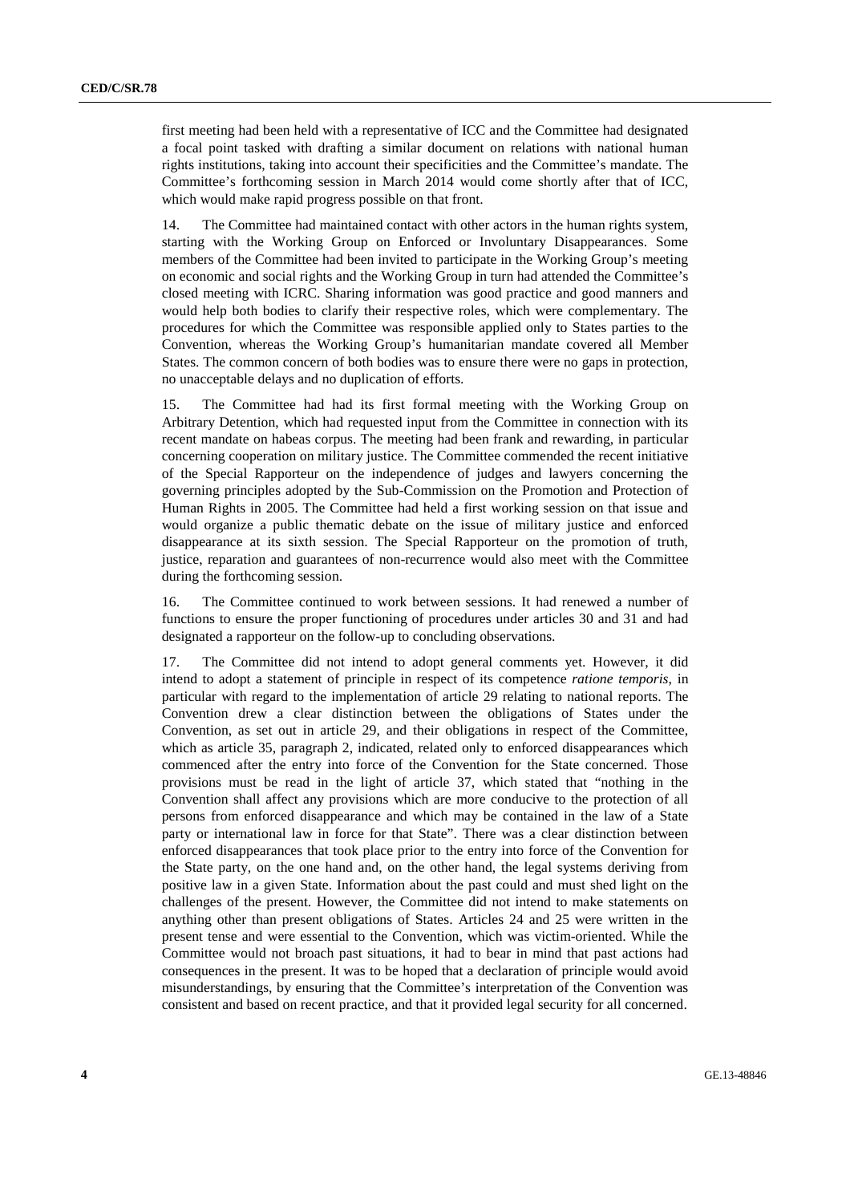first meeting had been held with a representative of ICC and the Committee had designated a focal point tasked with drafting a similar document on relations with national human rights institutions, taking into account their specificities and the Committee's mandate. The Committee's forthcoming session in March 2014 would come shortly after that of ICC, which would make rapid progress possible on that front.

14. The Committee had maintained contact with other actors in the human rights system, starting with the Working Group on Enforced or Involuntary Disappearances. Some members of the Committee had been invited to participate in the Working Group's meeting on economic and social rights and the Working Group in turn had attended the Committee's closed meeting with ICRC. Sharing information was good practice and good manners and would help both bodies to clarify their respective roles, which were complementary. The procedures for which the Committee was responsible applied only to States parties to the Convention, whereas the Working Group's humanitarian mandate covered all Member States. The common concern of both bodies was to ensure there were no gaps in protection, no unacceptable delays and no duplication of efforts.

15. The Committee had had its first formal meeting with the Working Group on Arbitrary Detention, which had requested input from the Committee in connection with its recent mandate on habeas corpus. The meeting had been frank and rewarding, in particular concerning cooperation on military justice. The Committee commended the recent initiative of the Special Rapporteur on the independence of judges and lawyers concerning the governing principles adopted by the Sub-Commission on the Promotion and Protection of Human Rights in 2005. The Committee had held a first working session on that issue and would organize a public thematic debate on the issue of military justice and enforced disappearance at its sixth session. The Special Rapporteur on the promotion of truth, justice, reparation and guarantees of non-recurrence would also meet with the Committee during the forthcoming session.

16. The Committee continued to work between sessions. It had renewed a number of functions to ensure the proper functioning of procedures under articles 30 and 31 and had designated a rapporteur on the follow-up to concluding observations.

17. The Committee did not intend to adopt general comments yet. However, it did intend to adopt a statement of principle in respect of its competence *ratione temporis*, in particular with regard to the implementation of article 29 relating to national reports. The Convention drew a clear distinction between the obligations of States under the Convention, as set out in article 29, and their obligations in respect of the Committee, which as article 35, paragraph 2, indicated, related only to enforced disappearances which commenced after the entry into force of the Convention for the State concerned. Those provisions must be read in the light of article 37, which stated that "nothing in the Convention shall affect any provisions which are more conducive to the protection of all persons from enforced disappearance and which may be contained in the law of a State party or international law in force for that State". There was a clear distinction between enforced disappearances that took place prior to the entry into force of the Convention for the State party, on the one hand and, on the other hand, the legal systems deriving from positive law in a given State. Information about the past could and must shed light on the challenges of the present. However, the Committee did not intend to make statements on anything other than present obligations of States. Articles 24 and 25 were written in the present tense and were essential to the Convention, which was victim-oriented. While the Committee would not broach past situations, it had to bear in mind that past actions had consequences in the present. It was to be hoped that a declaration of principle would avoid misunderstandings, by ensuring that the Committee's interpretation of the Convention was consistent and based on recent practice, and that it provided legal security for all concerned.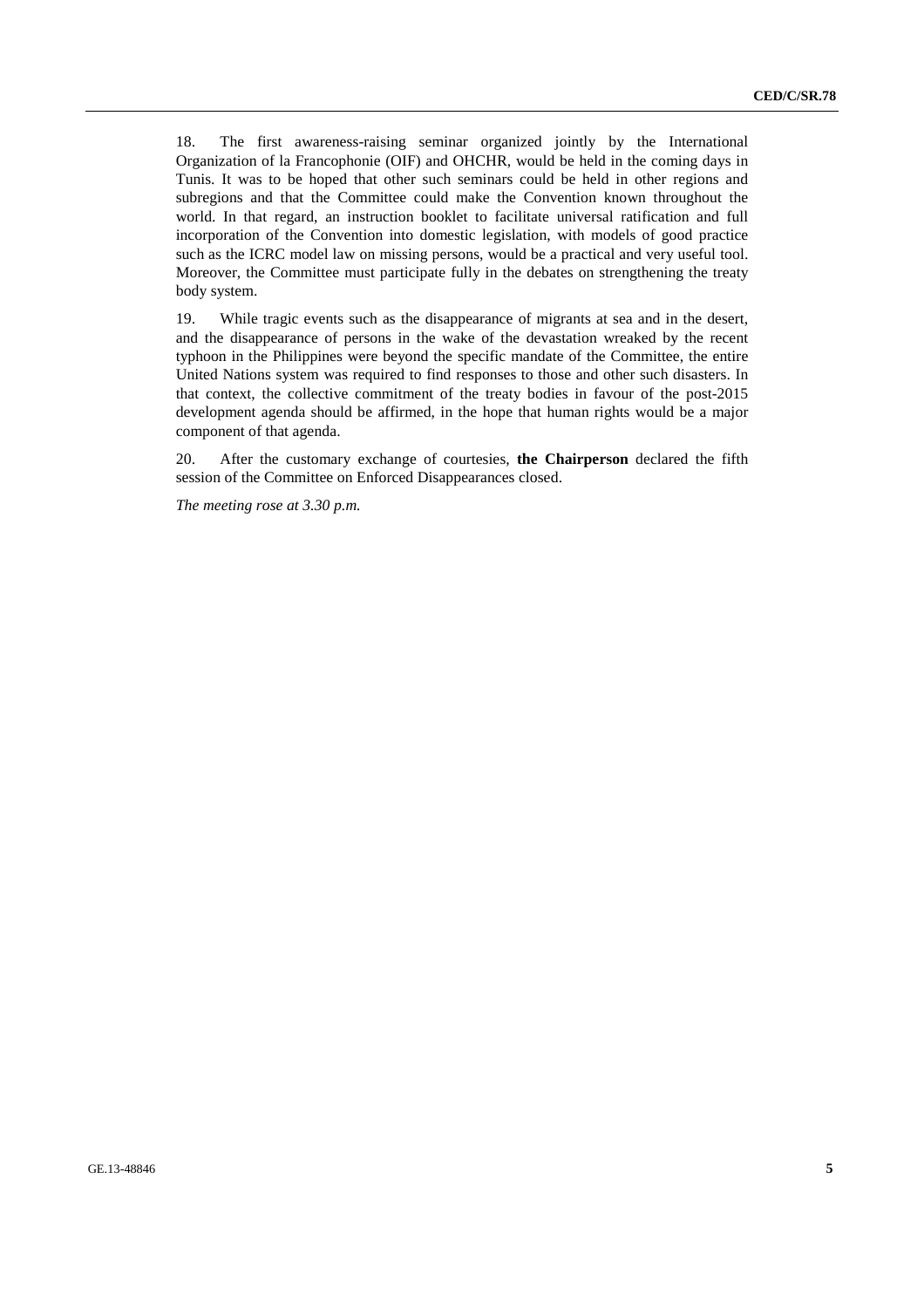18. The first awareness-raising seminar organized jointly by the International Organization of la Francophonie (OIF) and OHCHR, would be held in the coming days in Tunis. It was to be hoped that other such seminars could be held in other regions and subregions and that the Committee could make the Convention known throughout the world. In that regard, an instruction booklet to facilitate universal ratification and full incorporation of the Convention into domestic legislation, with models of good practice such as the ICRC model law on missing persons, would be a practical and very useful tool. Moreover, the Committee must participate fully in the debates on strengthening the treaty body system.

19. While tragic events such as the disappearance of migrants at sea and in the desert, and the disappearance of persons in the wake of the devastation wreaked by the recent typhoon in the Philippines were beyond the specific mandate of the Committee, the entire United Nations system was required to find responses to those and other such disasters. In that context, the collective commitment of the treaty bodies in favour of the post-2015 development agenda should be affirmed, in the hope that human rights would be a major component of that agenda.

20. After the customary exchange of courtesies, **the Chairperson** declared the fifth session of the Committee on Enforced Disappearances closed.

*The meeting rose at 3.30 p.m.*